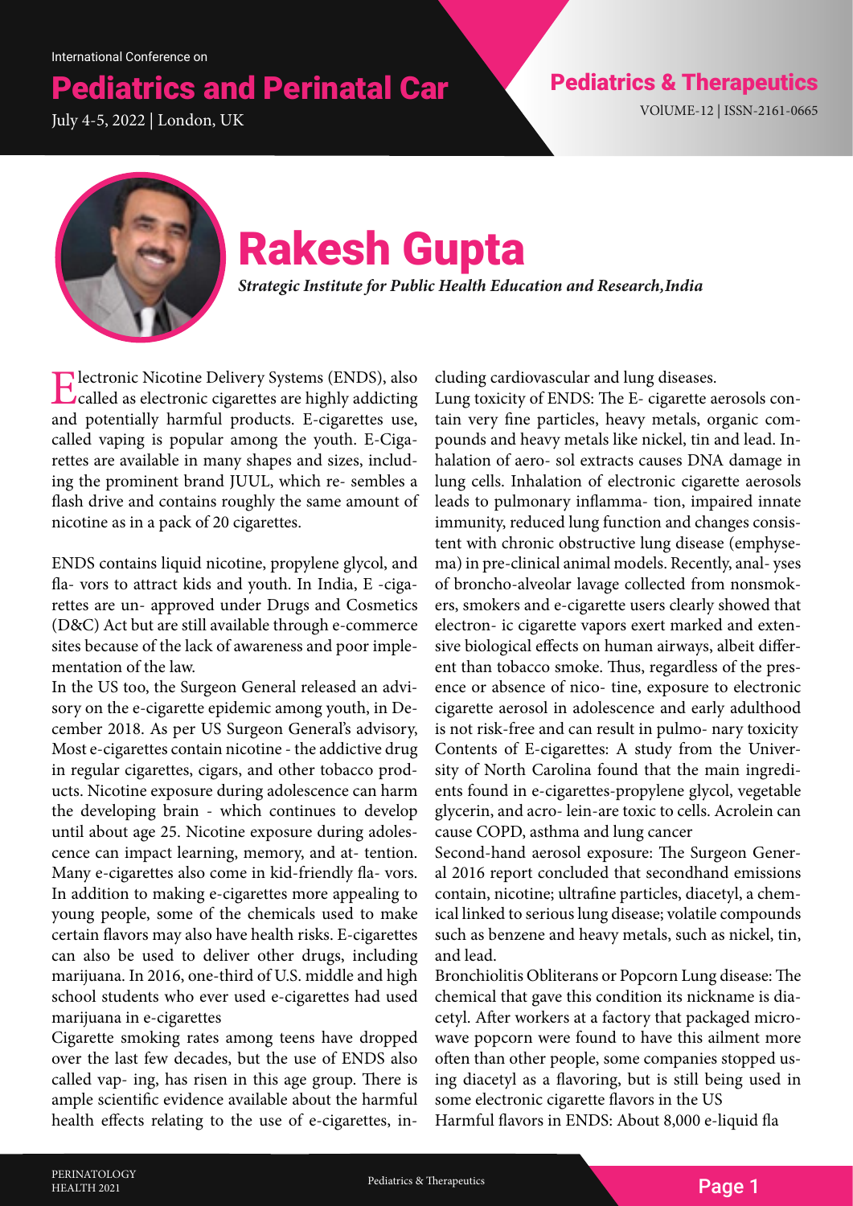International Conference on

# Pediatrics and Perinatal Car

July 4-5, 2022 | London, UK

## Pediatrics & Therapeutics

VOlUME-12 | ISSN-2161-0665

# Rakesh Gupta

***Strategic Institute for Public Health Education and Research,India***

Electronic Nicotine Delivery Systems (ENDS), also called as electronic cigarettes are highly addicting and potentially harmful products. E-cigarettes use, called vaping is popular among the youth. E-Cigarettes are available in many shapes and sizes, including the prominent brand JUUL, which re- sembles a flash drive and contains roughly the same amount of nicotine as in a pack of 20 cigarettes.

ENDS contains liquid nicotine, propylene glycol, and fla- vors to attract kids and youth. In India, E -cigarettes are un- approved under Drugs and Cosmetics (D&C) Act but are still available through e-commerce sites because of the lack of awareness and poor implementation of the law.

In the US too, the Surgeon General released an advisory on the e-cigarette epidemic among youth, in December 2018. As per US Surgeon General's advisory, Most e-cigarettes contain nicotine - the addictive drug in regular cigarettes, cigars, and other tobacco products. Nicotine exposure during adolescence can harm the developing brain - which continues to develop until about age 25. Nicotine exposure during adolescence can impact learning, memory, and at- tention. Many e-cigarettes also come in kid-friendly fla- vors. In addition to making e-cigarettes more appealing to young people, some of the chemicals used to make certain flavors may also have health risks. E-cigarettes can also be used to deliver other drugs, including marijuana. In 2016, one-third of U.S. middle and high school students who ever used e-cigarettes had used marijuana in e-cigarettes

Cigarette smoking rates among teens have dropped over the last few decades, but the use of ENDS also called vap- ing, has risen in this age group. There is ample scientific evidence available about the harmful health effects relating to the use of e-cigarettes, including cardiovascular and lung diseases.

Lung toxicity of ENDS: The E- cigarette aerosols contain very fine particles, heavy metals, organic compounds and heavy metals like nickel, tin and lead. Inhalation of aero- sol extracts causes DNA damage in lung cells. Inhalation of electronic cigarette aerosols leads to pulmonary inflamma- tion, impaired innate immunity, reduced lung function and changes consistent with chronic obstructive lung disease (emphysema) in pre-clinical animal models. Recently, anal- yses of broncho-alveolar lavage collected from nonsmokers, smokers and e-cigarette users clearly showed that electron- ic cigarette vapors exert marked and extensive biological effects on human airways, albeit different than tobacco smoke. Thus, regardless of the presence or absence of nico- tine, exposure to electronic cigarette aerosol in adolescence and early adulthood is not risk-free and can result in pulmo- nary toxicity

Contents of E-cigarettes: A study from the University of North Carolina found that the main ingredients found in e-cigarettes-propylene glycol, vegetable glycerin, and acro- lein-are toxic to cells. Acrolein can cause COPD, asthma and lung cancer

Second-hand aerosol exposure: The Surgeon General 2016 report concluded that secondhand emissions contain, nicotine; ultrafine particles, diacetyl, a chemical linked to serious lung disease; volatile compounds such as benzene and heavy metals, such as nickel, tin, and lead.

Bronchiolitis Obliterans or Popcorn Lung disease: The chemical that gave this condition its nickname is diacetyl. After workers at a factory that packaged microwave popcorn were found to have this ailment more often than other people, some companies stopped using diacetyl as a flavoring, but is still being used in some electronic cigarette flavors in the US

Harmful flavors in ENDS: About 8,000 e-liquid fla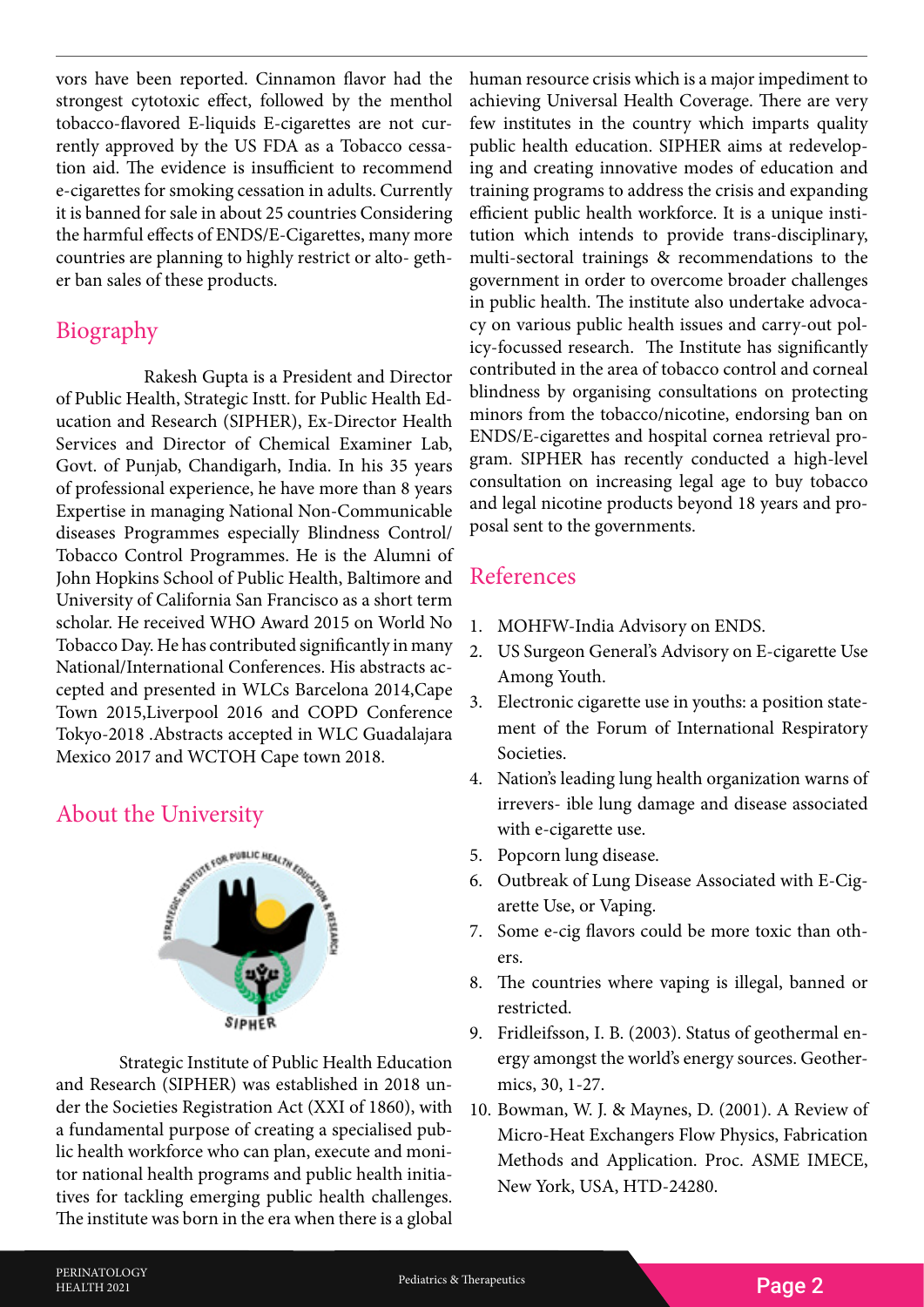vors have been reported. Cinnamon flavor had the strongest cytotoxic effect, followed by the menthol tobacco-flavored E-liquids E-cigarettes are not currently approved by the US FDA as a Tobacco cessation aid. The evidence is insufficient to recommend e-cigarettes for smoking cessation in adults. Currently it is banned for sale in about 25 countries Considering the harmful effects of ENDS/E-Cigarettes, many more countries are planning to highly restrict or alto- gether ban sales of these products.

## Biography

Rakesh Gupta is a President and Director of Public Health, Strategic Instt. for Public Health Education and Research (SIPHER), Ex-Director Health Services and Director of Chemical Examiner Lab, Govt. of Punjab, Chandigarh, India. In his 35 years of professional experience, he have more than 8 years Expertise in managing National Non-Communicable diseases Programmes especially Blindness Control/ Tobacco Control Programmes. He is the Alumni of John Hopkins School of Public Health, Baltimore and University of California San Francisco as a short term scholar. He received WHO Award 2015 on World No Tobacco Day. He has contributed significantly in many National/International Conferences. His abstracts accepted and presented in WLCs Barcelona 2014,Cape Town 2015,Liverpool 2016 and COPD Conference Tokyo-2018 .Abstracts accepted in WLC Guadalajara Mexico 2017 and WCTOH Cape town 2018.

## About the University

Strategic Institute of Public Health Education and Research (SIPHER) was established in 2018 under the Societies Registration Act (XXI of 1860), with a fundamental purpose of creating a specialised public health workforce who can plan, execute and monitor national health programs and public health initiatives for tackling emerging public health challenges. The institute was born in the era when there is a global human resource crisis which is a major impediment to achieving Universal Health Coverage. There are very few institutes in the country which imparts quality public health education. SIPHER aims at redeveloping and creating innovative modes of education and training programs to address the crisis and expanding efficient public health workforce. It is a unique institution which intends to provide trans-disciplinary, multi-sectoral trainings & recommendations to the government in order to overcome broader challenges in public health. The institute also undertake advocacy on various public health issues and carry-out policy-focussed research. The Institute has significantly contributed in the area of tobacco control and corneal blindness by organising consultations on protecting minors from the tobacco/nicotine, endorsing ban on ENDS/E-cigarettes and hospital cornea retrieval program. SIPHER has recently conducted a high-level consultation on increasing legal age to buy tobacco and legal nicotine products beyond 18 years and proposal sent to the governments.

## References

1. MOHFW-India Advisory on ENDS.
2. US Surgeon General's Advisory on E-cigarette Use Among Youth.
3. Electronic cigarette use in youths: a position statement of the Forum of International Respiratory Societies.
4. Nation's leading lung health organization warns of irrevers- ible lung damage and disease associated with e-cigarette use.
5. Popcorn lung disease.
6. Outbreak of Lung Disease Associated with E-Cigarette Use, or Vaping.
7. Some e-cig flavors could be more toxic than others.
8. The countries where vaping is illegal, banned or restricted.
9. Fridleifsson, I. B. (2003). Status of geothermal energy amongst the world's energy sources. Geothermics, 30, 1-27.
10. Bowman, W. J. & Maynes, D. (2001). A Review of Micro-Heat Exchangers Flow Physics, Fabrication Methods and Application. Proc. ASME IMECE, New York, USA, HTD-24280.